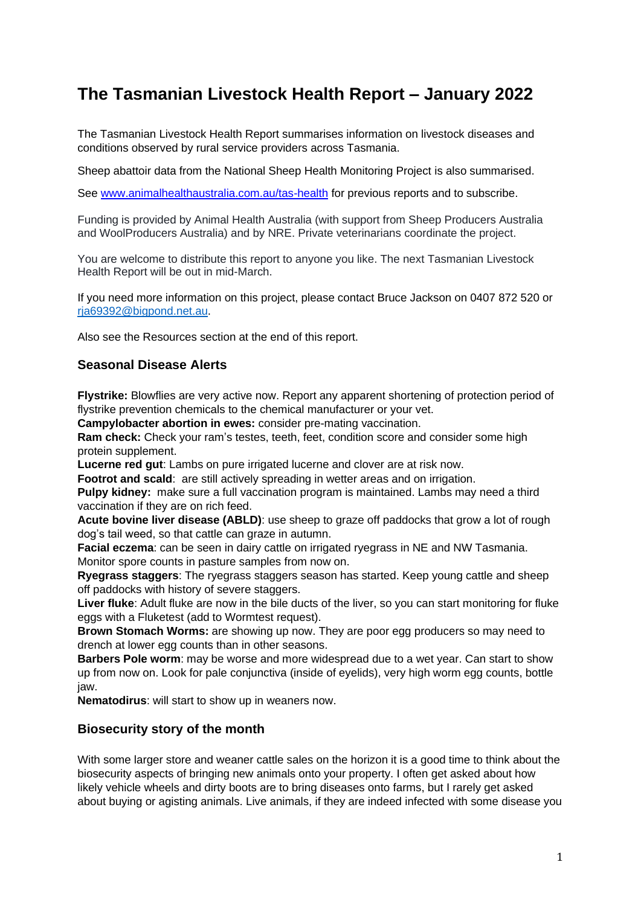# The Tasmanian Livestock Health Report – January 2022

The Tasmanian Livestock Health Report summarises information on livestock diseases and conditions observed by rural service providers across Tasmania.

Sheep abattoir data from the National Sheep Health Monitoring Project is also summarised.

See www.animalhealthaustralia.com.au/tas-health for previous reports and to subscribe.

Funding is provided by Animal Health Australia (with support from Sheep Producers Australia and WoolProducers Australia) and by NRE. Private veterinarians coordinate the project.

You are welcome to distribute this report to anyone you like. The next Tasmanian Livestock Health Report will be out in mid-March.

If you need more information on this project, please contact Bruce Jackson on 0407 872 520 or rja69392@bigpond.net.au.

Also see the Resources section at the end of this report.

## Seasonal Disease Alerts

**Flystrike:** Blowflies are very active now. Report any apparent shortening of protection period of flystrike prevention chemicals to the chemical manufacturer or your vet.
**Campylobacter abortion in ewes:** consider pre-mating vaccination.
**Ram check:** Check your ram's testes, teeth, feet, condition score and consider some high protein supplement.
**Lucerne red gut**: Lambs on pure irrigated lucerne and clover are at risk now.
**Footrot and scald**: are still actively spreading in wetter areas and on irrigation.
**Pulpy kidney:** make sure a full vaccination program is maintained. Lambs may need a third vaccination if they are on rich feed.
**Acute bovine liver disease (ABLD)**: use sheep to graze off paddocks that grow a lot of rough dog's tail weed, so that cattle can graze in autumn.
**Facial eczema**: can be seen in dairy cattle on irrigated ryegrass in NE and NW Tasmania. Monitor spore counts in pasture samples from now on.
**Ryegrass staggers**: The ryegrass staggers season has started. Keep young cattle and sheep off paddocks with history of severe staggers.
**Liver fluke**: Adult fluke are now in the bile ducts of the liver, so you can start monitoring for fluke eggs with a Fluketest (add to Wormtest request).
**Brown Stomach Worms:** are showing up now. They are poor egg producers so may need to drench at lower egg counts than in other seasons.
**Barbers Pole worm**: may be worse and more widespread due to a wet year. Can start to show up from now on. Look for pale conjunctiva (inside of eyelids), very high worm egg counts, bottle jaw.
**Nematodirus**: will start to show up in weaners now.

## Biosecurity story of the month

With some larger store and weaner cattle sales on the horizon it is a good time to think about the biosecurity aspects of bringing new animals onto your property. I often get asked about how likely vehicle wheels and dirty boots are to bring diseases onto farms, but I rarely get asked about buying or agisting animals. Live animals, if they are indeed infected with some disease you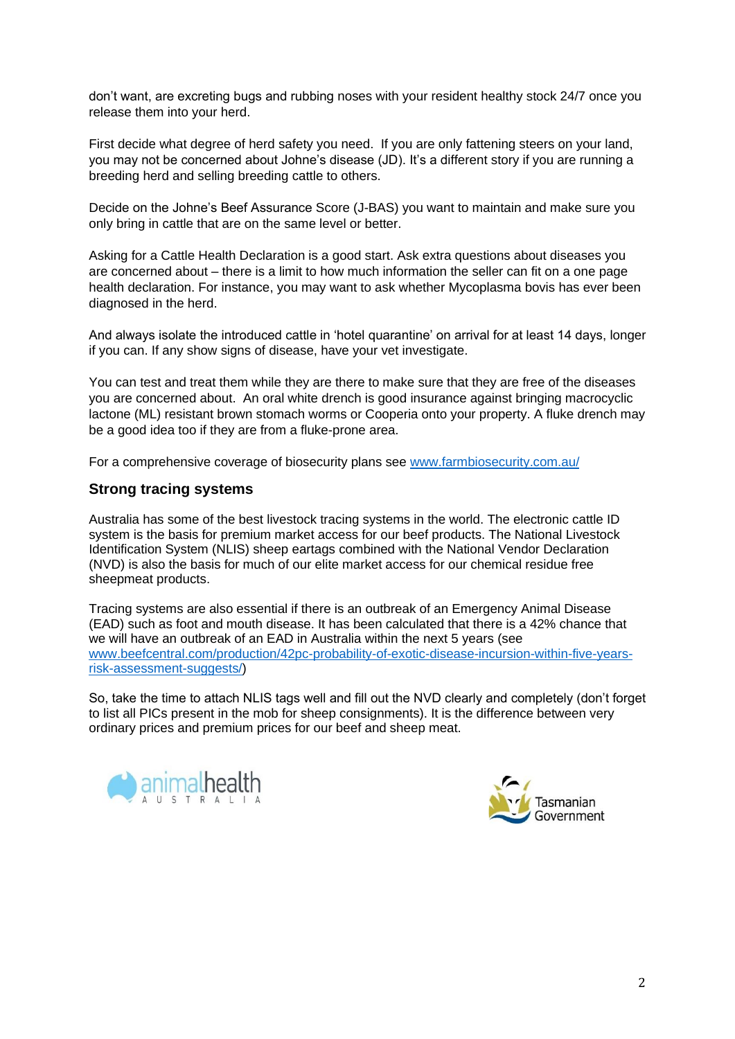don't want, are excreting bugs and rubbing noses with your resident healthy stock 24/7 once you release them into your herd.

First decide what degree of herd safety you need. If you are only fattening steers on your land, you may not be concerned about Johne's disease (JD). It's a different story if you are running a breeding herd and selling breeding cattle to others.

Decide on the Johne's Beef Assurance Score (J-BAS) you want to maintain and make sure you only bring in cattle that are on the same level or better.

Asking for a Cattle Health Declaration is a good start. Ask extra questions about diseases you are concerned about – there is a limit to how much information the seller can fit on a one page health declaration. For instance, you may want to ask whether Mycoplasma bovis has ever been diagnosed in the herd.

And always isolate the introduced cattle in 'hotel quarantine' on arrival for at least 14 days, longer if you can. If any show signs of disease, have your vet investigate.

You can test and treat them while they are there to make sure that they are free of the diseases you are concerned about. An oral white drench is good insurance against bringing macrocyclic lactone (ML) resistant brown stomach worms or Cooperia onto your property. A fluke drench may be a good idea too if they are from a fluke-prone area.

For a comprehensive coverage of biosecurity plans see [www.farmbiosecurity.com.au/](www.farmbiosecurity.com.au/)

### Strong tracing systems

Australia has some of the best livestock tracing systems in the world. The electronic cattle ID system is the basis for premium market access for our beef products. The National Livestock Identification System (NLIS) sheep eartags combined with the National Vendor Declaration (NVD) is also the basis for much of our elite market access for our chemical residue free sheepmeat products.

Tracing systems are also essential if there is an outbreak of an Emergency Animal Disease (EAD) such as foot and mouth disease. It has been calculated that there is a 42% chance that we will have an outbreak of an EAD in Australia within the next 5 years (see [www.beefcentral.com/production/42pc-probability-of-exotic-disease-incursion-within-five-years-risk-assessment-suggests/](www.beefcentral.com/production/42pc-probability-of-exotic-disease-incursion-within-five-years-risk-assessment-suggests/))

So, take the time to attach NLIS tags well and fill out the NVD clearly and completely (don't forget to list all PICs present in the mob for sheep consignments). It is the difference between very ordinary prices and premium prices for our beef and sheep meat.

animalhealth AUSTRALIA

Tasmanian Government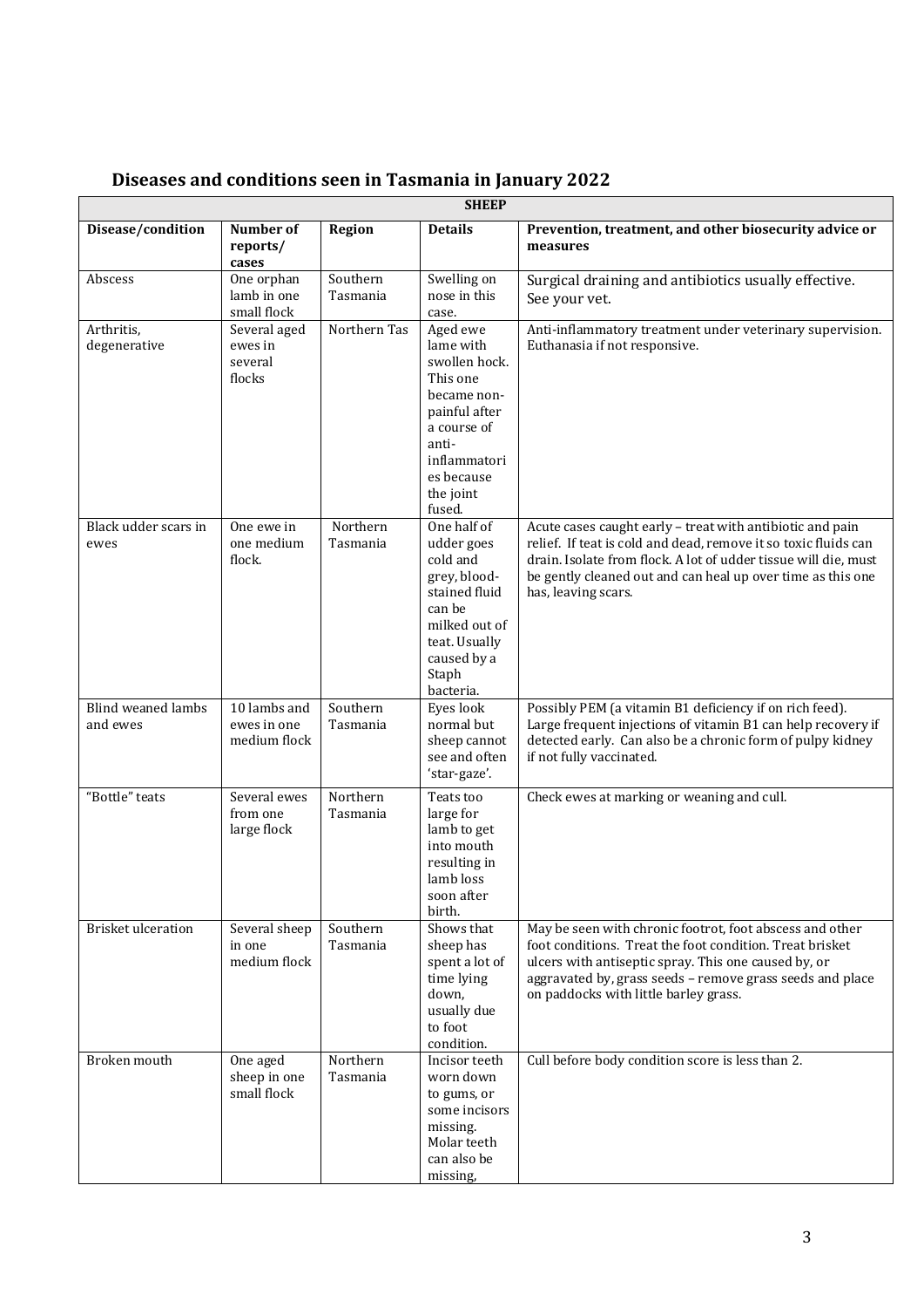## Diseases and conditions seen in Tasmania in January 2022

| SHEEP | | | | |
|---|---|---|---|---|
| **Disease/condition** | **Number of reports/ cases** | **Region** | **Details** | **Prevention, treatment, and other biosecurity advice or measures** |
| Abscess | One orphan lamb in one small flock | Southern Tasmania | Swelling on nose in this case. | Surgical draining and antibiotics usually effective. See your vet. |
| Arthritis, degenerative | Several aged ewes in several flocks | Northern Tas | Aged ewe lame with swollen hock. This one became non-painful after a course of anti-inflammatories because the joint fused. | Anti-inflammatory treatment under veterinary supervision. Euthanasia if not responsive. |
| Black udder scars in ewes | One ewe in one medium flock. | Northern Tasmania | One half of udder goes cold and grey, blood-stained fluid can be milked out of teat. Usually caused by a Staph bacteria. | Acute cases caught early – treat with antibiotic and pain relief. If teat is cold and dead, remove it so toxic fluids can drain. Isolate from flock. A lot of udder tissue will die, must be gently cleaned out and can heal up over time as this one has, leaving scars. |
| Blind weaned lambs and ewes | 10 lambs and ewes in one medium flock | Southern Tasmania | Eyes look normal but sheep cannot see and often 'star-gaze'. | Possibly PEM (a vitamin B1 deficiency if on rich feed). Large frequent injections of vitamin B1 can help recovery if detected early. Can also be a chronic form of pulpy kidney if not fully vaccinated. |
| "Bottle" teats | Several ewes from one large flock | Northern Tasmania | Teats too large for lamb to get into mouth resulting in lamb loss soon after birth. | Check ewes at marking or weaning and cull. |
| Brisket ulceration | Several sheep in one medium flock | Southern Tasmania | Shows that sheep has spent a lot of time lying down, usually due to foot condition. | May be seen with chronic footrot, foot abscess and other foot conditions. Treat the foot condition. Treat brisket ulcers with antiseptic spray. This one caused by, or aggravated by, grass seeds – remove grass seeds and place on paddocks with little barley grass. |
| Broken mouth | One aged sheep in one small flock | Northern Tasmania | Incisor teeth worn down to gums, or some incisors missing. Molar teeth can also be missing, | Cull before body condition score is less than 2. |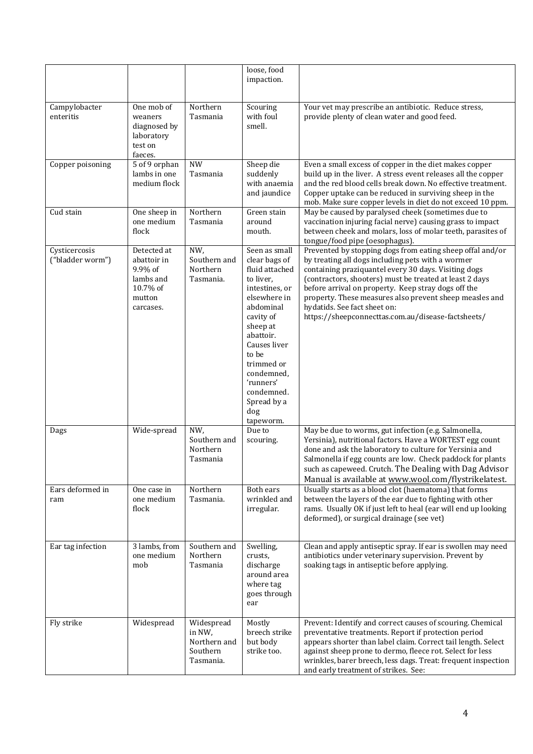| | | | loose, food impaction. | |
|---|---|---|---|---|
| Campylobacter enteritis | One mob of weaners diagnosed by laboratory test on faeces. | Northern Tasmania | Scouring with foul smell. | Your vet may prescribe an antibiotic. Reduce stress, provide plenty of clean water and good feed. |
| Copper poisoning | 5 of 9 orphan lambs in one medium flock | NW Tasmania | Sheep die suddenly with anaemia and jaundice | Even a small excess of copper in the diet makes copper build up in the liver. A stress event releases all the copper and the red blood cells break down. No effective treatment. Copper uptake can be reduced in surviving sheep in the mob. Make sure copper levels in diet do not exceed 10 ppm. |
| Cud stain | One sheep in one medium flock | Northern Tasmania | Green stain around mouth. | May be caused by paralysed cheek (sometimes due to vaccination injuring facial nerve) causing grass to impact between cheek and molars, loss of molar teeth, parasites of tongue/food pipe (oesophagus). |
| Cysticercosis ("bladder worm") | Detected at abattoir in 9.9% of lambs and 10.7% of mutton carcases. | NW, Southern and Northern Tasmania. | Seen as small clear bags of fluid attached to liver, intestines, or elsewhere in abdominal cavity of sheep at abattoir. Causes liver to be trimmed or condemned, 'runners' condemned. Spread by a dog tapeworm. | Prevented by stopping dogs from eating sheep offal and/or by treating all dogs including pets with a wormer containing praziquantel every 30 days. Visiting dogs (contractors, shooters) must be treated at least 2 days before arrival on property. Keep stray dogs off the property. These measures also prevent sheep measles and hydatids. See fact sheet on: https://sheepconnecttas.com.au/disease-factsheets/ |
| Dags | Wide-spread | NW, Southern and Northern Tasmania | Due to scouring. | May be due to worms, gut infection (e.g. Salmonella, Yersinia), nutritional factors. Have a WORTEST egg count done and ask the laboratory to culture for Yersinia and Salmonella if egg counts are low. Check paddock for plants such as capeweed. Crutch. The Dealing with Dag Advisor Manual is available at www.wool.com/flystrikelatest. |
| Ears deformed in ram | One case in one medium flock | Northern Tasmania. | Both ears wrinkled and irregular. | Usually starts as a blood clot (haematoma) that forms between the layers of the ear due to fighting with other rams. Usually OK if just left to heal (ear will end up looking deformed), or surgical drainage (see vet) |
| Ear tag infection | 3 lambs, from one medium mob | Southern and Northern Tasmania | Swelling, crusts, discharge around area where tag goes through ear | Clean and apply antiseptic spray. If ear is swollen may need antibiotics under veterinary supervision. Prevent by soaking tags in antiseptic before applying. |
| Fly strike | Widespread | Widespread in NW, Northern and Southern Tasmania. | Mostly breech strike but body strike too. | Prevent: Identify and correct causes of scouring. Chemical preventative treatments. Report if protection period appears shorter than label claim. Correct tail length. Select against sheep prone to dermo, fleece rot. Select for less wrinkles, barer breech, less dags. Treat: frequent inspection and early treatment of strikes. See: |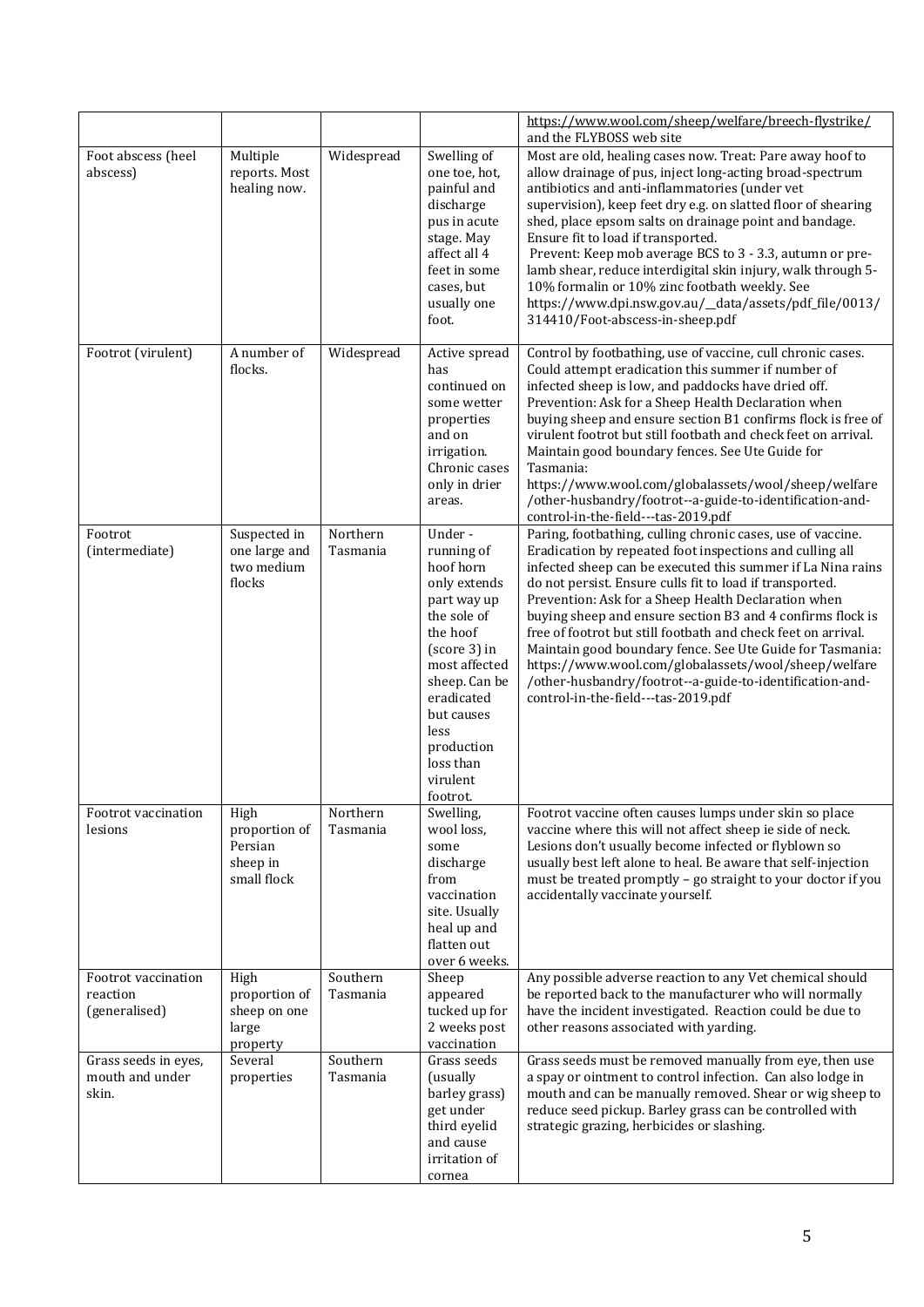| | | | | |
|---|---|---|---|---|
| | | | | https://www.wool.com/sheep/welfare/breech-flystrike/ and the FLYBOSS web site |
| Foot abscess (heel abscess) | Multiple reports. Most healing now. | Widespread | Swelling of one toe, hot, painful and discharge pus in acute stage. May affect all 4 feet in some cases, but usually one foot. | Most are old, healing cases now. Treat: Pare away hoof to allow drainage of pus, inject long-acting broad-spectrum antibiotics and anti-inflammatories (under vet supervision), keep feet dry e.g. on slatted floor of shearing shed, place epsom salts on drainage point and bandage. Ensure fit to load if transported. Prevent: Keep mob average BCS to 3 - 3.3, autumn or pre-lamb shear, reduce interdigital skin injury, walk through 5-10% formalin or 10% zinc footbath weekly. See https://www.dpi.nsw.gov.au/__data/assets/pdf_file/0013/314410/Foot-abscess-in-sheep.pdf |
| Footrot (virulent) | A number of flocks. | Widespread | Active spread has continued on some wetter properties and on irrigation. Chronic cases only in drier areas. | Control by footbathing, use of vaccine, cull chronic cases. Could attempt eradication this summer if number of infected sheep is low, and paddocks have dried off. Prevention: Ask for a Sheep Health Declaration when buying sheep and ensure section B1 confirms flock is free of virulent footrot but still footbath and check feet on arrival. Maintain good boundary fences. See Ute Guide for Tasmania: https://www.wool.com/globalassets/wool/sheep/welfare/other-husbandry/footrot--a-guide-to-identification-and-control-in-the-field---tas-2019.pdf |
| Footrot (intermediate) | Suspected in one large and two medium flocks | Northern Tasmania | Under - running of hoof horn only extends part way up the sole of the hoof (score 3) in most affected sheep. Can be eradicated but causes less production loss than virulent footrot. | Paring, footbathing, culling chronic cases, use of vaccine. Eradication by repeated foot inspections and culling all infected sheep can be executed this summer if La Nina rains do not persist. Ensure culls fit to load if transported. Prevention: Ask for a Sheep Health Declaration when buying sheep and ensure section B3 and 4 confirms flock is free of footrot but still footbath and check feet on arrival. Maintain good boundary fence. See Ute Guide for Tasmania: https://www.wool.com/globalassets/wool/sheep/welfare/other-husbandry/footrot--a-guide-to-identification-and-control-in-the-field---tas-2019.pdf |
| Footrot vaccination lesions | High proportion of Persian sheep in small flock | Northern Tasmania | Swelling, wool loss, some discharge from vaccination site. Usually heal up and flatten out over 6 weeks. | Footrot vaccine often causes lumps under skin so place vaccine where this will not affect sheep ie side of neck. Lesions don't usually become infected or flyblown so usually best left alone to heal. Be aware that self-injection must be treated promptly – go straight to your doctor if you accidentally vaccinate yourself. |
| Footrot vaccination reaction (generalised) | High proportion of sheep on one large property | Southern Tasmania | Sheep appeared tucked up for 2 weeks post vaccination | Any possible adverse reaction to any Vet chemical should be reported back to the manufacturer who will normally have the incident investigated. Reaction could be due to other reasons associated with yarding. |
| Grass seeds in eyes, mouth and under skin. | Several properties | Southern Tasmania | Grass seeds (usually barley grass) get under third eyelid and cause irritation of cornea | Grass seeds must be removed manually from eye, then use a spray or ointment to control infection. Can also lodge in mouth and can be manually removed. Shear or wig sheep to reduce seed pickup. Barley grass can be controlled with strategic grazing, herbicides or slashing. |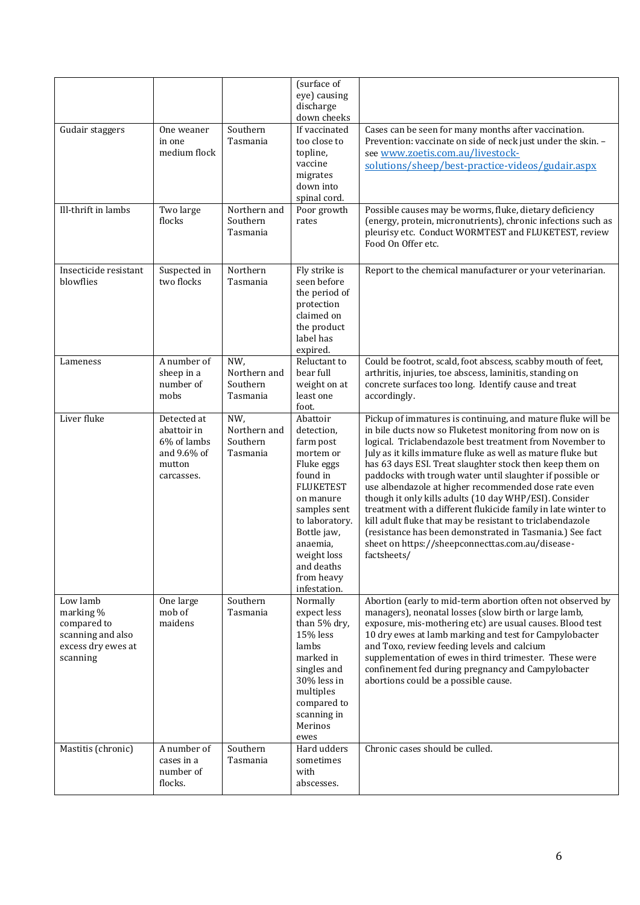| | | | (surface of eye) causing discharge down cheeks | |
|---|---|---|---|---|
| Gudair staggers | One weaner in one medium flock | Southern Tasmania | If vaccinated too close to topline, vaccine migrates down into spinal cord. | Cases can be seen for many months after vaccination. Prevention: vaccinate on side of neck just under the skin. – see www.zoetis.com.au/livestock-solutions/sheep/best-practice-videos/gudair.aspx |
| Ill-thrift in lambs | Two large flocks | Northern and Southern Tasmania | Poor growth rates | Possible causes may be worms, fluke, dietary deficiency (energy, protein, micronutrients), chronic infections such as pleurisy etc. Conduct WORMTEST and FLUKETEST, review Food On Offer etc. |
| Insecticide resistant blowflies | Suspected in two flocks | Northern Tasmania | Fly strike is seen before the period of protection claimed on the product label has expired. | Report to the chemical manufacturer or your veterinarian. |
| Lameness | A number of sheep in a number of mobs | NW, Northern and Southern Tasmania | Reluctant to bear full weight on at least one foot. | Could be footrot, scald, foot abscess, scabby mouth of feet, arthritis, injuries, toe abscess, laminitis, standing on concrete surfaces too long. Identify cause and treat accordingly. |
| Liver fluke | Detected at abattoir in 6% of lambs and 9.6% of mutton carcasses. | NW, Northern and Southern Tasmania | Abattoir detection, farm post mortem or Fluke eggs found in FLUKETEST on manure samples sent to laboratory. Bottle jaw, anaemia, weight loss and deaths from heavy infestation. | Pickup of immatures is continuing, and mature fluke will be in bile ducts now so Fluketest monitoring from now on is logical. Triclabendazole best treatment from November to July as it kills immature fluke as well as mature fluke but has 63 days ESI. Treat slaughter stock then keep them on paddocks with trough water until slaughter if possible or use albendazole at higher recommended dose rate even though it only kills adults (10 day WHP/ESI). Consider treatment with a different flukicide family in late winter to kill adult fluke that may be resistant to triclabendazole (resistance has been demonstrated in Tasmania.) See fact sheet on https://sheepconnecttas.com.au/disease-factsheets/ |
| Low lamb marking % compared to scanning and also excess dry ewes at scanning | One large mob of maidens | Southern Tasmania | Normally expect less than 5% dry, 15% less lambs marked in singles and 30% less in multiples compared to scanning in Merinos ewes | Abortion (early to mid-term abortion often not observed by managers), neonatal losses (slow birth or large lamb, exposure, mis-mothering etc) are usual causes. Blood test 10 dry ewes at lamb marking and test for Campylobacter and Toxo, review feeding levels and calcium supplementation of ewes in third trimester. These were confinement fed during pregnancy and Campylobacter abortions could be a possible cause. |
| Mastitis (chronic) | A number of cases in a number of flocks. | Southern Tasmania | Hard udders sometimes with abscesses. | Chronic cases should be culled. |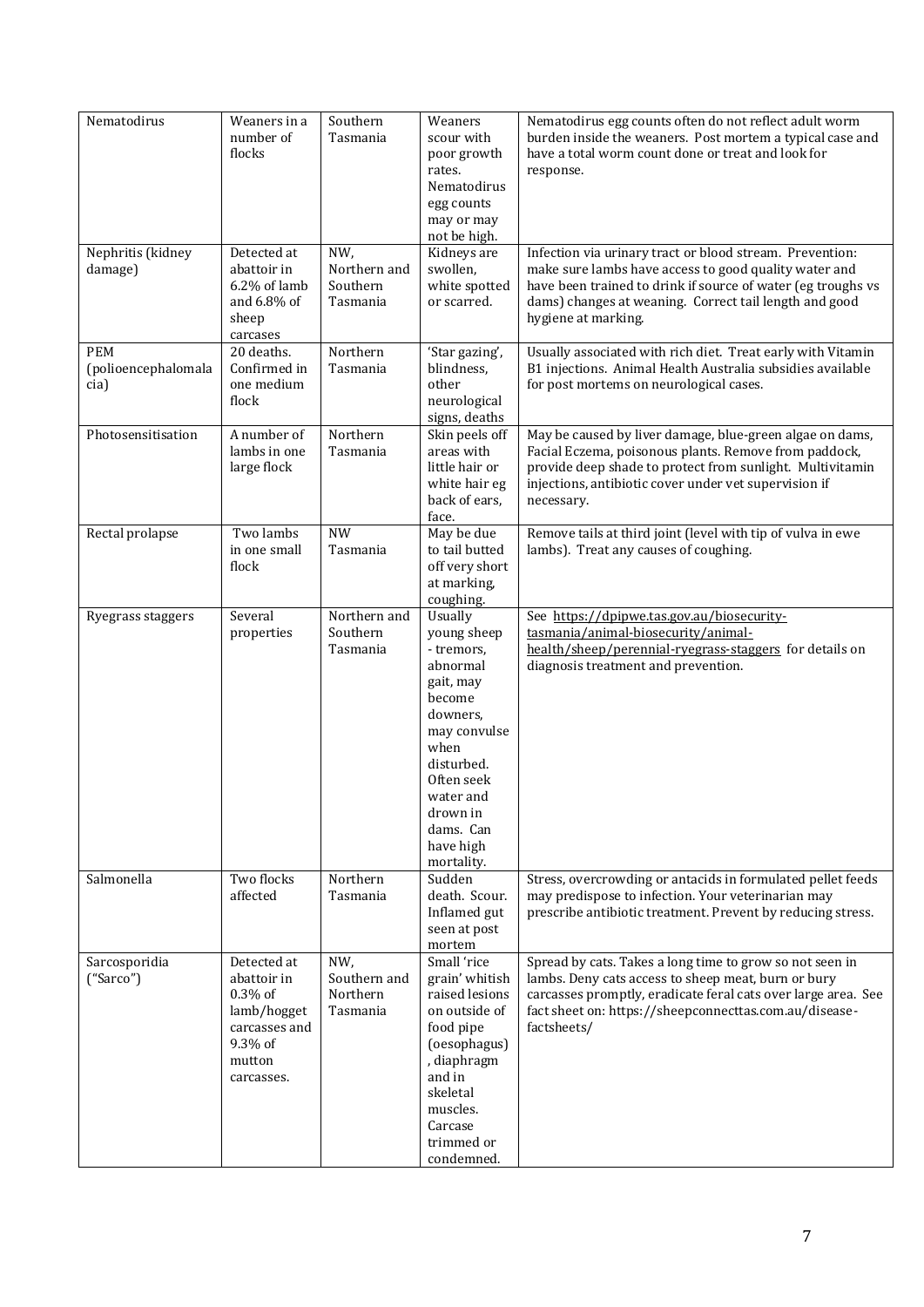| Nematodirus | Weaners in a number of flocks | Southern Tasmania | Weaners scour with poor growth rates. Nematodirus egg counts may or may not be high. | Nematodirus egg counts often do not reflect adult worm burden inside the weaners. Post mortem a typical case and have a total worm count done or treat and look for response. |
|---|---|---|---|---|
| Nephritis (kidney damage) | Detected at abattoir in 6.2% of lamb and 6.8% of sheep carcases | NW, Northern and Southern Tasmania | Kidneys are swollen, white spotted or scarred. | Infection via urinary tract or blood stream. Prevention: make sure lambs have access to good quality water and have been trained to drink if source of water (eg troughs vs dams) changes at weaning. Correct tail length and good hygiene at marking. |
| PEM (polioencephalomalacia) | 20 deaths. Confirmed in one medium flock | Northern Tasmania | 'Star gazing', blindness, other neurological signs, deaths | Usually associated with rich diet. Treat early with Vitamin B1 injections. Animal Health Australia subsidies available for post mortems on neurological cases. |
| Photosensitisation | A number of lambs in one large flock | Northern Tasmania | Skin peels off areas with little hair or white hair eg back of ears, face. | May be caused by liver damage, blue-green algae on dams, Facial Eczema, poisonous plants. Remove from paddock, provide deep shade to protect from sunlight. Multivitamin injections, antibiotic cover under vet supervision if necessary. |
| Rectal prolapse | Two lambs in one small flock | NW Tasmania | May be due to tail butted off very short at marking, coughing. | Remove tails at third joint (level with tip of vulva in ewe lambs). Treat any causes of coughing. |
| Ryegrass staggers | Several properties | Northern and Southern Tasmania | Usually young sheep - tremors, abnormal gait, may become downers, may convulse when disturbed. Often seek water and drown in dams. Can have high mortality. | See https://dpipwe.tas.gov.au/biosecurity-tasmania/animal-biosecurity/animal-health/sheep/perennial-ryegrass-staggers for details on diagnosis treatment and prevention. |
| Salmonella | Two flocks affected | Northern Tasmania | Sudden death. Scour. Inflamed gut seen at post mortem | Stress, overcrowding or antacids in formulated pellet feeds may predispose to infection. Your veterinarian may prescribe antibiotic treatment. Prevent by reducing stress. |
| Sarcosporidia ("Sarco") | Detected at abattoir in 0.3% of lamb/hogget carcasses and 9.3% of mutton carcasses. | NW, Southern and Northern Tasmania | Small 'rice grain' whitish raised lesions on outside of food pipe (oesophagus), diaphragm and in skeletal muscles. Carcase trimmed or condemned. | Spread by cats. Takes a long time to grow so not seen in lambs. Deny cats access to sheep meat, burn or bury carcasses promptly, eradicate feral cats over large area. See fact sheet on: https://sheepconnecttas.com.au/disease-factsheets/ |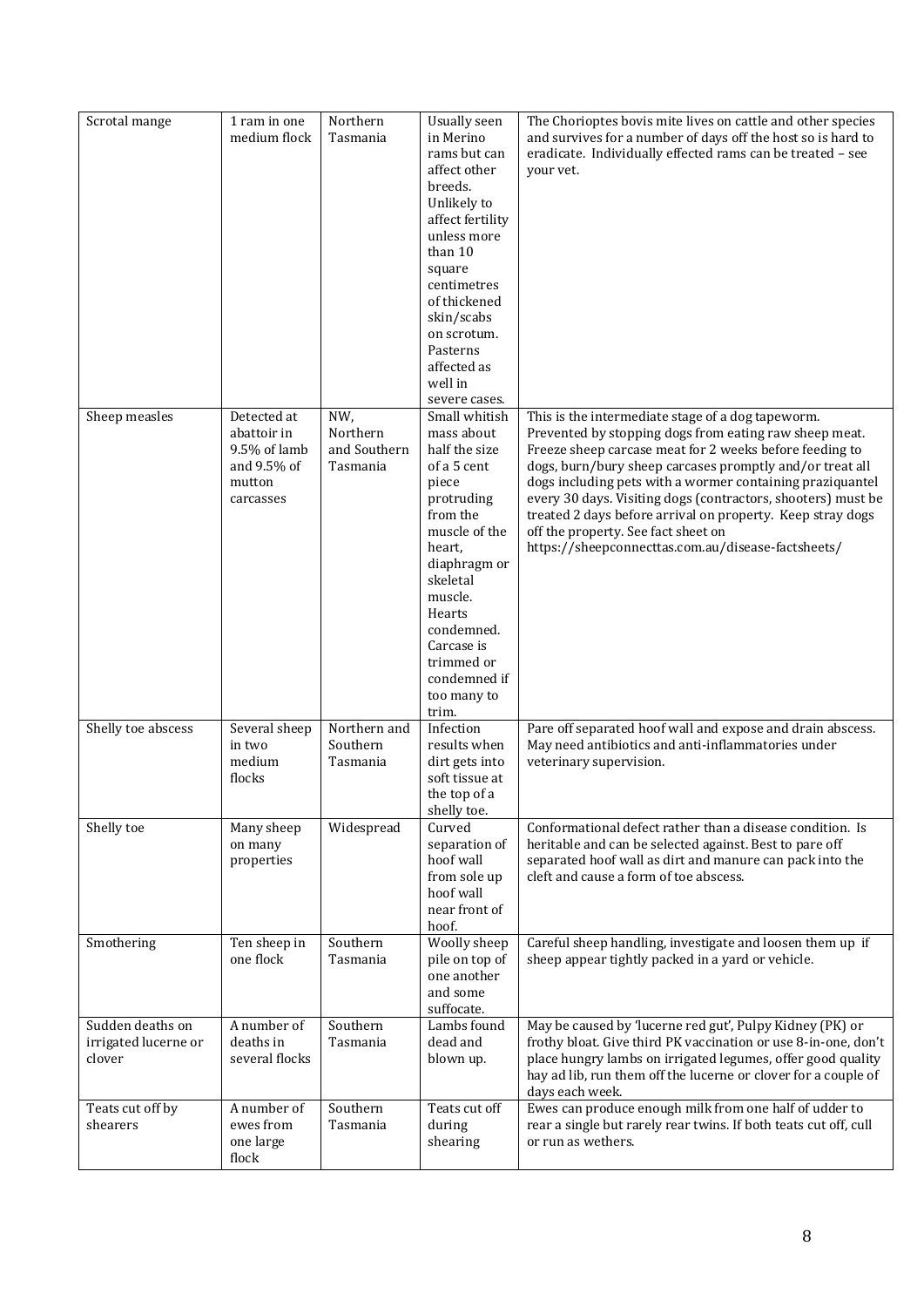| | | | | |
|---|---|---|---|---|
| Scrotal mange | 1 ram in one medium flock | Northern Tasmania | Usually seen in Merino rams but can affect other breeds. Unlikely to affect fertility unless more than 10 square centimetres of thickened skin/scabs on scrotum. Pasterns affected as well in severe cases. | The Chorioptes bovis mite lives on cattle and other species and survives for a number of days off the host so is hard to eradicate. Individually effected rams can be treated – see your vet. |
| Sheep measles | Detected at abattoir in 9.5% of lamb and 9.5% of mutton carcasses | NW, Northern and Southern Tasmania | Small whitish mass about half the size of a 5 cent piece protruding from the muscle of the heart, diaphragm or skeletal muscle. Hearts condemned. Carcase is trimmed or condemned if too many to trim. | This is the intermediate stage of a dog tapeworm. Prevented by stopping dogs from eating raw sheep meat. Freeze sheep carcase meat for 2 weeks before feeding to dogs, burn/bury sheep carcases promptly and/or treat all dogs including pets with a wormer containing praziquantel every 30 days. Visiting dogs (contractors, shooters) must be treated 2 days before arrival on property. Keep stray dogs off the property. See fact sheet on https://sheepconnecttas.com.au/disease-factsheets/ |
| Shelly toe abscess | Several sheep in two medium flocks | Northern and Southern Tasmania | Infection results when dirt gets into soft tissue at the top of a shelly toe. | Pare off separated hoof wall and expose and drain abscess. May need antibiotics and anti-inflammatories under veterinary supervision. |
| Shelly toe | Many sheep on many properties | Widespread | Curved separation of hoof wall from sole up hoof wall near front of hoof. | Conformational defect rather than a disease condition. Is heritable and can be selected against. Best to pare off separated hoof wall as dirt and manure can pack into the cleft and cause a form of toe abscess. |
| Smothering | Ten sheep in one flock | Southern Tasmania | Woolly sheep pile on top of one another and some suffocate. | Careful sheep handling, investigate and loosen them up if sheep appear tightly packed in a yard or vehicle. |
| Sudden deaths on irrigated lucerne or clover | A number of deaths in several flocks | Southern Tasmania | Lambs found dead and blown up. | May be caused by 'lucerne red gut', Pulpy Kidney (PK) or frothy bloat. Give third PK vaccination or use 8-in-one, don't place hungry lambs on irrigated legumes, offer good quality hay ad lib, run them off the lucerne or clover for a couple of days each week. |
| Teats cut off by shearers | A number of ewes from one large flock | Southern Tasmania | Teats cut off during shearing | Ewes can produce enough milk from one half of udder to rear a single but rarely rear twins. If both teats cut off, cull or run as wethers. |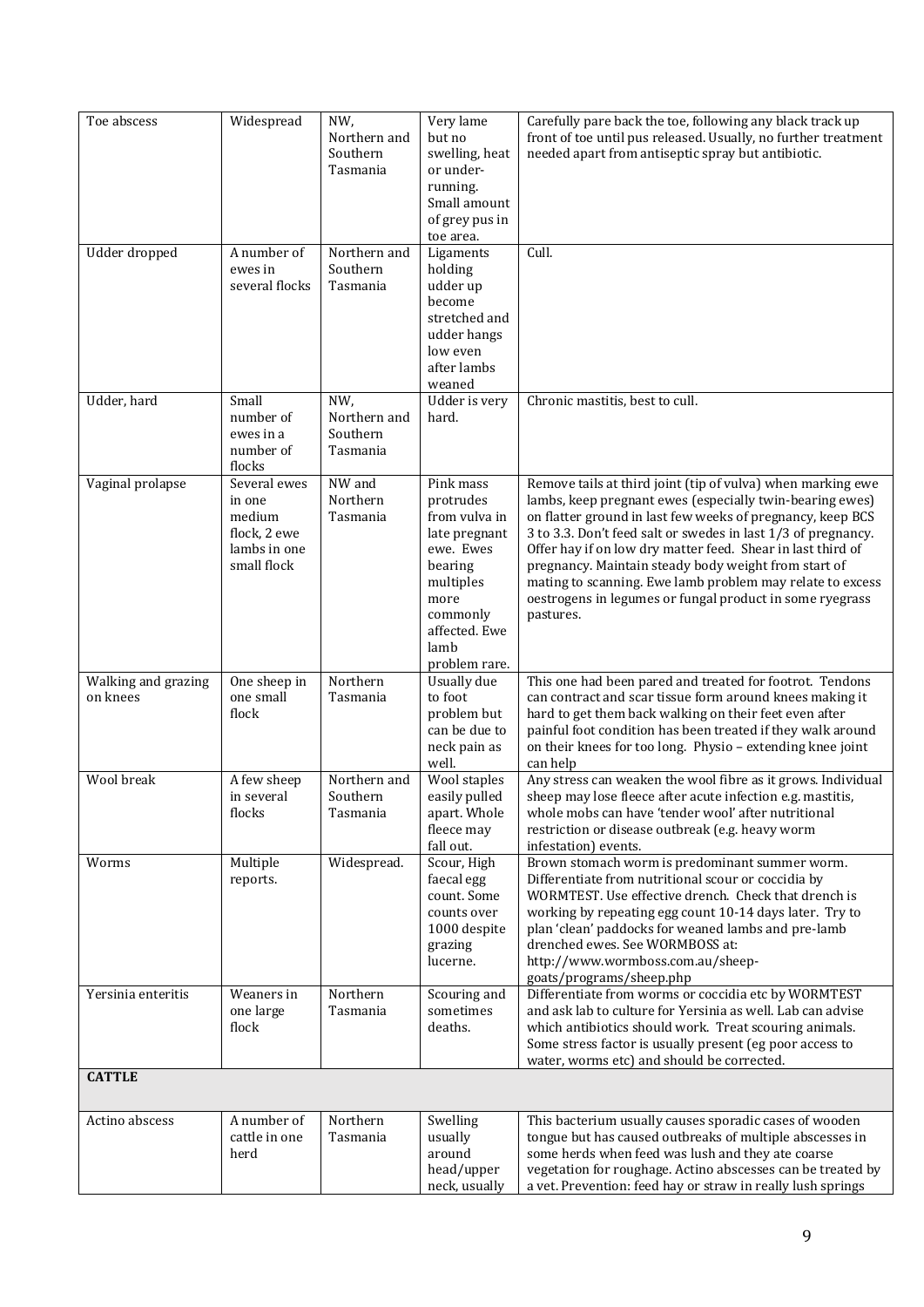| Toe abscess | Widespread | NW, Northern and Southern Tasmania | Very lame but no swelling, heat or under-running. Small amount of grey pus in toe area. | Carefully pare back the toe, following any black track up front of toe until pus released. Usually, no further treatment needed apart from antiseptic spray but antibiotic. |
|---|---|---|---|---|
| Udder dropped | A number of ewes in several flocks | Northern and Southern Tasmania | Ligaments holding udder up become stretched and udder hangs low even after lambs weaned | Cull. |
| Udder, hard | Small number of ewes in a number of flocks | NW, Northern and Southern Tasmania | Udder is very hard. | Chronic mastitis, best to cull. |
| Vaginal prolapse | Several ewes in one medium flock, 2 ewe lambs in one small flock | NW and Northern Tasmania | Pink mass protrudes from vulva in late pregnant ewe. Ewes bearing multiples more commonly affected. Ewe lamb problem rare. | Remove tails at third joint (tip of vulva) when marking ewe lambs, keep pregnant ewes (especially twin-bearing ewes) on flatter ground in last few weeks of pregnancy, keep BCS 3 to 3.3. Don't feed salt or swedes in last 1/3 of pregnancy. Offer hay if on low dry matter feed. Shear in last third of pregnancy. Maintain steady body weight from start of mating to scanning. Ewe lamb problem may relate to excess oestrogens in legumes or fungal product in some ryegrass pastures. |
| Walking and grazing on knees | One sheep in one small flock | Northern Tasmania | Usually due to foot problem but can be due to neck pain as well. | This one had been pared and treated for footrot. Tendons can contract and scar tissue form around knees making it hard to get them back walking on their feet even after painful foot condition has been treated if they walk around on their knees for too long. Physio – extending knee joint can help |
| Wool break | A few sheep in several flocks | Northern and Southern Tasmania | Wool staples easily pulled apart. Whole fleece may fall out. | Any stress can weaken the wool fibre as it grows. Individual sheep may lose fleece after acute infection e.g. mastitis, whole mobs can have 'tender wool' after nutritional restriction or disease outbreak (e.g. heavy worm infestation) events. |
| Worms | Multiple reports. | Widespread. | Scour, High faecal egg count. Some counts over 1000 despite grazing lucerne. | Brown stomach worm is predominant summer worm. Differentiate from nutritional scour or coccidia by WORMTEST. Use effective drench. Check that drench is working by repeating egg count 10-14 days later. Try to plan 'clean' paddocks for weaned lambs and pre-lamb drenched ewes. See WORMBOSS at: http://www.wormboss.com.au/sheep-goats/programs/sheep.php |
| Yersinia enteritis | Weaners in one large flock | Northern Tasmania | Scouring and sometimes deaths. | Differentiate from worms or coccidia etc by WORMTEST and ask lab to culture for Yersinia as well. Lab can advise which antibiotics should work. Treat scouring animals. Some stress factor is usually present (eg poor access to water, worms etc) and should be corrected. |
| **CATTLE** | | | | |
| Actino abscess | A number of cattle in one herd | Northern Tasmania | Swelling usually around head/upper neck, usually | This bacterium usually causes sporadic cases of wooden tongue but has caused outbreaks of multiple abscesses in some herds when feed was lush and they ate coarse vegetation for roughage. Actino abscesses can be treated by a vet. Prevention: feed hay or straw in really lush springs |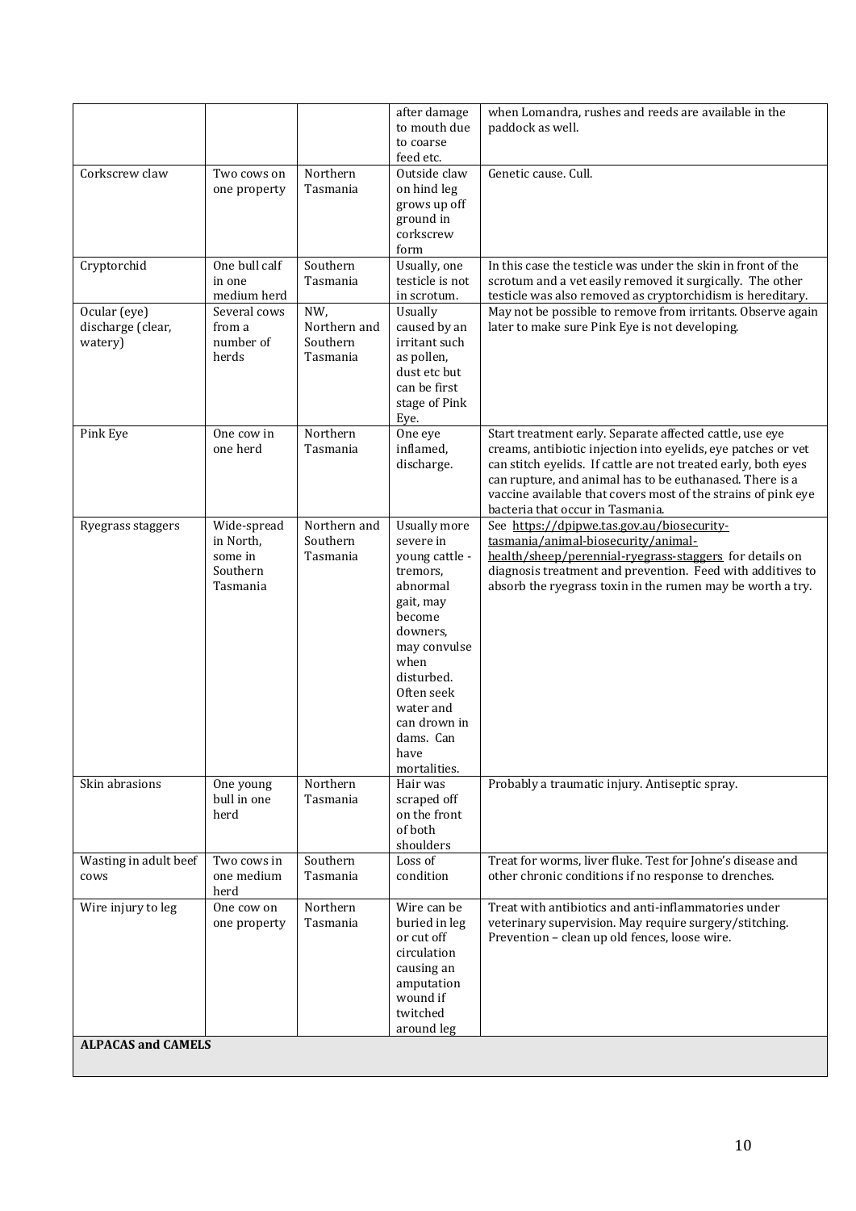| | | | after damage to mouth due to coarse feed etc. | when Lomandra, rushes and reeds are available in the paddock as well. |
|---|---|---|---|---|
| Corkscrew claw | Two cows on one property | Northern Tasmania | Outside claw on hind leg grows up off ground in corkscrew form | Genetic cause. Cull. |
| Cryptorchid | One bull calf in one medium herd | Southern Tasmania | Usually, one testicle is not in scrotum. | In this case the testicle was under the skin in front of the scrotum and a vet easily removed it surgically. The other testicle was also removed as cryptorchidism is hereditary. |
| Ocular (eye) discharge (clear, watery) | Several cows from a number of herds | NW, Northern and Southern Tasmania | Usually caused by an irritant such as pollen, dust etc but can be first stage of Pink Eye. | May not be possible to remove from irritants. Observe again later to make sure Pink Eye is not developing. |
| Pink Eye | One cow in one herd | Northern Tasmania | One eye inflamed, discharge. | Start treatment early. Separate affected cattle, use eye creams, antibiotic injection into eyelids, eye patches or vet can stitch eyelids. If cattle are not treated early, both eyes can rupture, and animal has to be euthanased. There is a vaccine available that covers most of the strains of pink eye bacteria that occur in Tasmania. |
| Ryegrass staggers | Wide-spread in North, some in Southern Tasmania | Northern and Southern Tasmania | Usually more severe in young cattle - tremors, abnormal gait, may become downers, may convulse when disturbed. Often seek water and can drown in dams. Can have mortalities. | See https://dpipwe.tas.gov.au/biosecurity-tasmania/animal-biosecurity/animal-health/sheep/perennial-ryegrass-staggers for details on diagnosis treatment and prevention. Feed with additives to absorb the ryegrass toxin in the rumen may be worth a try. |
| Skin abrasions | One young bull in one herd | Northern Tasmania | Hair was scraped off on the front of both shoulders | Probably a traumatic injury. Antiseptic spray. |
| Wasting in adult beef cows | Two cows in one medium herd | Southern Tasmania | Loss of condition | Treat for worms, liver fluke. Test for Johne's disease and other chronic conditions if no response to drenches. |
| Wire injury to leg | One cow on one property | Northern Tasmania | Wire can be buried in leg or cut off circulation causing an amputation wound if twitched around leg | Treat with antibiotics and anti-inflammatories under veterinary supervision. May require surgery/stitching. Prevention – clean up old fences, loose wire. |
| **ALPACAS and CAMELS** | | | | |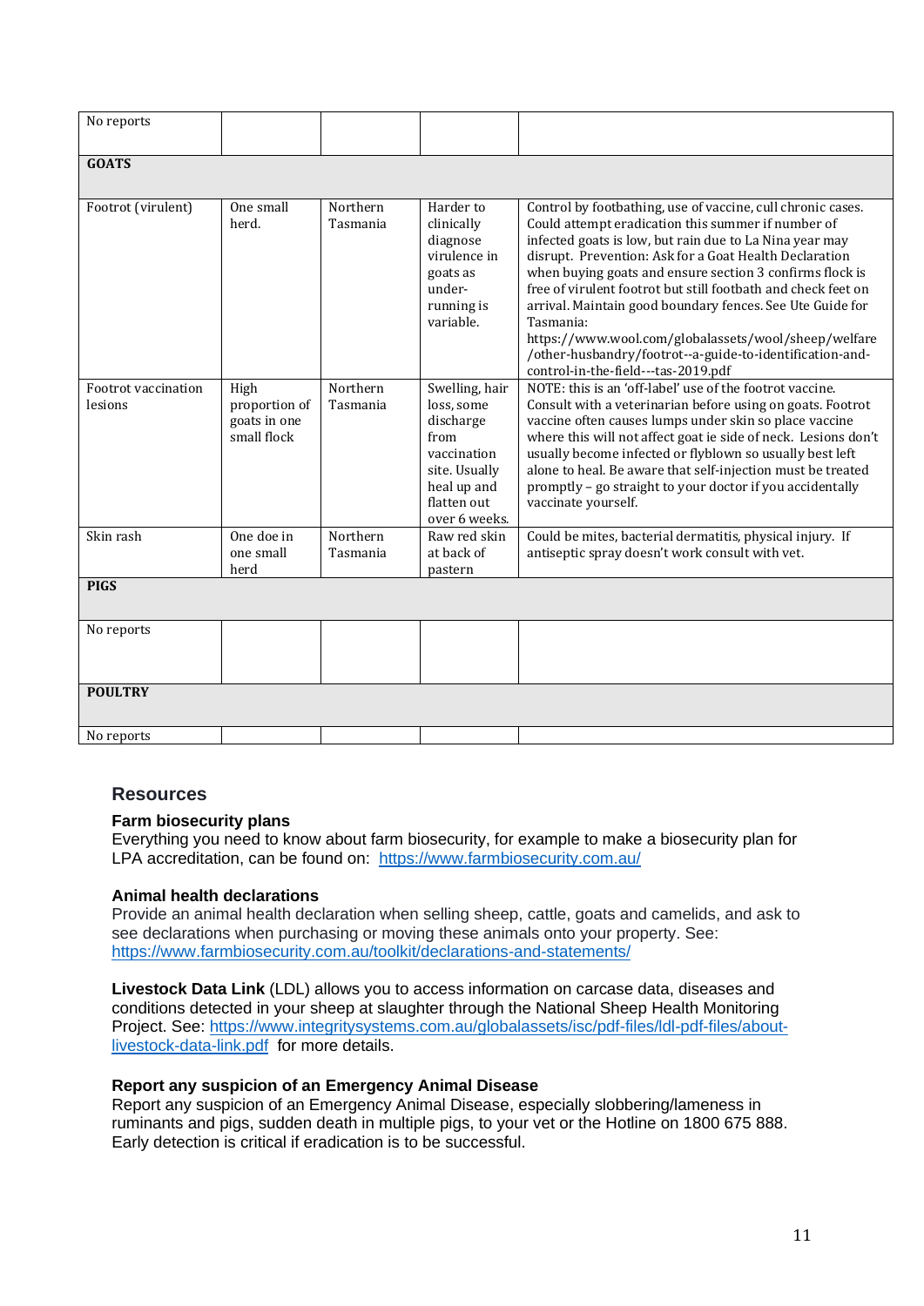| No reports | | | | |
|---|---|---|---|---|
| **GOATS** | | | | |
| Footrot (virulent) | One small herd. | Northern Tasmania | Harder to clinically diagnose virulence in goats as under-running is variable. | Control by footbathing, use of vaccine, cull chronic cases. Could attempt eradication this summer if number of infected goats is low, but rain due to La Nina year may disrupt. Prevention: Ask for a Goat Health Declaration when buying goats and ensure section 3 confirms flock is free of virulent footrot but still footbath and check feet on arrival. Maintain good boundary fences. See Ute Guide for Tasmania: https://www.wool.com/globalassets/wool/sheep/welfare/other-husbandry/footrot--a-guide-to-identification-and-control-in-the-field---tas-2019.pdf |
| Footrot vaccination lesions | High proportion of goats in one small flock | Northern Tasmania | Swelling, hair loss, some discharge from vaccination site. Usually heal up and flatten out over 6 weeks. | NOTE: this is an 'off-label' use of the footrot vaccine. Consult with a veterinarian before using on goats. Footrot vaccine often causes lumps under skin so place vaccine where this will not affect goat ie side of neck. Lesions don't usually become infected or flyblown so usually best left alone to heal. Be aware that self-injection must be treated promptly – go straight to your doctor if you accidentally vaccinate yourself. |
| Skin rash | One doe in one small herd | Northern Tasmania | Raw red skin at back of pastern | Could be mites, bacterial dermatitis, physical injury. If antiseptic spray doesn't work consult with vet. |
| **PIGS** | | | | |
| No reports | | | | |
| **POULTRY** | | | | |
| No reports | | | | |

## Resources

### Farm biosecurity plans

Everything you need to know about farm biosecurity, for example to make a biosecurity plan for LPA accreditation, can be found on: https://www.farmbiosecurity.com.au/

### Animal health declarations

Provide an animal health declaration when selling sheep, cattle, goats and camelids, and ask to see declarations when purchasing or moving these animals onto your property. See: https://www.farmbiosecurity.com.au/toolkit/declarations-and-statements/

**Livestock Data Link** (LDL) allows you to access information on carcase data, diseases and conditions detected in your sheep at slaughter through the National Sheep Health Monitoring Project. See: https://www.integritysystems.com.au/globalassets/isc/pdf-files/ldl-pdf-files/about-livestock-data-link.pdf for more details.

### Report any suspicion of an Emergency Animal Disease

Report any suspicion of an Emergency Animal Disease, especially slobbering/lameness in ruminants and pigs, sudden death in multiple pigs, to your vet or the Hotline on 1800 675 888. Early detection is critical if eradication is to be successful.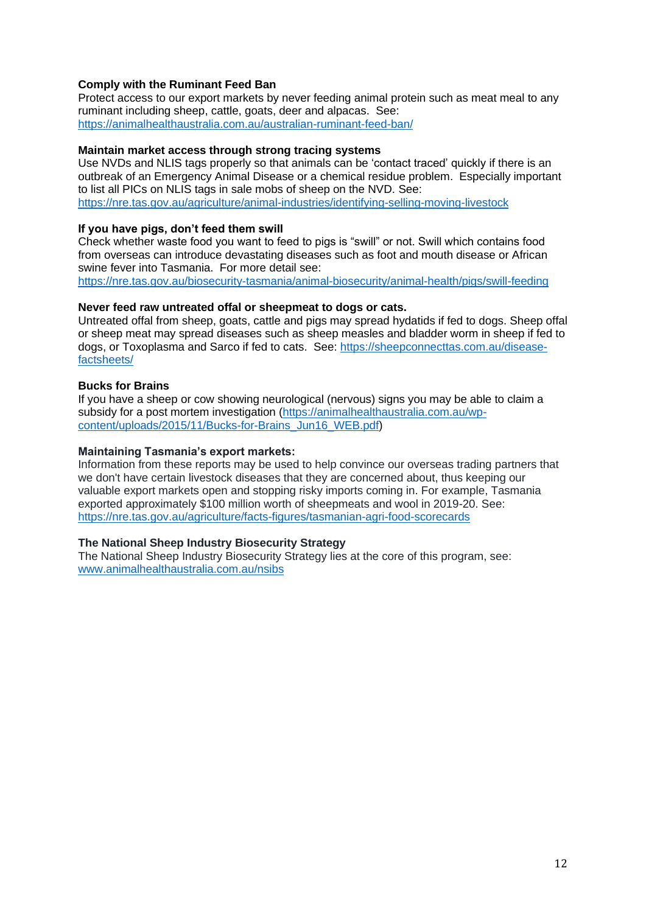**Comply with the Ruminant Feed Ban**

Protect access to our export markets by never feeding animal protein such as meat meal to any ruminant including sheep, cattle, goats, deer and alpacas. See: https://animalhealthaustralia.com.au/australian-ruminant-feed-ban/

**Maintain market access through strong tracing systems**

Use NVDs and NLIS tags properly so that animals can be 'contact traced' quickly if there is an outbreak of an Emergency Animal Disease or a chemical residue problem. Especially important to list all PICs on NLIS tags in sale mobs of sheep on the NVD. See: https://nre.tas.gov.au/agriculture/animal-industries/identifying-selling-moving-livestock

**If you have pigs, don't feed them swill**

Check whether waste food you want to feed to pigs is "swill" or not. Swill which contains food from overseas can introduce devastating diseases such as foot and mouth disease or African swine fever into Tasmania. For more detail see: https://nre.tas.gov.au/biosecurity-tasmania/animal-biosecurity/animal-health/pigs/swill-feeding

**Never feed raw untreated offal or sheepmeat to dogs or cats.**

Untreated offal from sheep, goats, cattle and pigs may spread hydatids if fed to dogs. Sheep offal or sheep meat may spread diseases such as sheep measles and bladder worm in sheep if fed to dogs, or Toxoplasma and Sarco if fed to cats. See: https://sheepconnecttas.com.au/disease-factsheets/

**Bucks for Brains**

If you have a sheep or cow showing neurological (nervous) signs you may be able to claim a subsidy for a post mortem investigation (https://animalhealthaustralia.com.au/wp-content/uploads/2015/11/Bucks-for-Brains_Jun16_WEB.pdf)

**Maintaining Tasmania's export markets:**

Information from these reports may be used to help convince our overseas trading partners that we don't have certain livestock diseases that they are concerned about, thus keeping our valuable export markets open and stopping risky imports coming in. For example, Tasmania exported approximately $100 million worth of sheepmeats and wool in 2019-20. See: https://nre.tas.gov.au/agriculture/facts-figures/tasmanian-agri-food-scorecards

**The National Sheep Industry Biosecurity Strategy**

The National Sheep Industry Biosecurity Strategy lies at the core of this program, see: www.animalhealthaustralia.com.au/nsibs